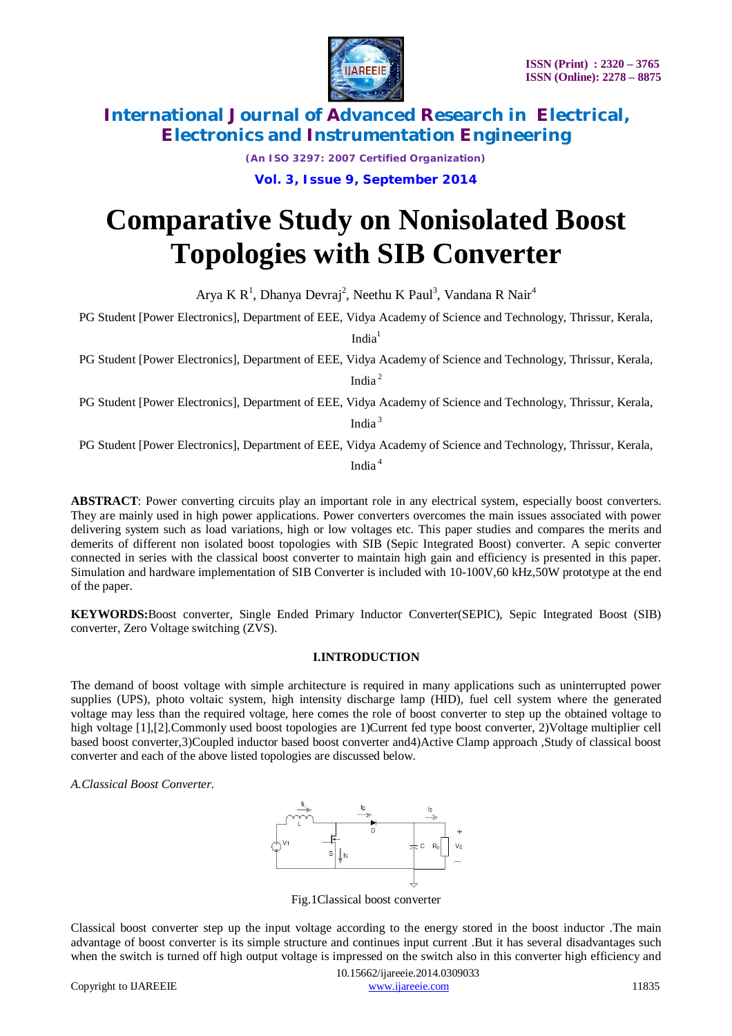# Comparative Study on Nonisolated Boost Topologies with SIB Converter

Arya K R[1], Dhanya Devraj[2], Neethu K Paul[3], Vandana R Nair[4]

PG Student [Power Electronics], Department of EEE, Vidya Academy of Science and Technology, Thrissur, Kerala, India[1]

PG Student [Power Electronics], Department of EEE, Vidya Academy of Science and Technology, Thrissur, Kerala, India[2]

PG Student [Power Electronics], Department of EEE, Vidya Academy of Science and Technology, Thrissur, Kerala, India[3]

PG Student [Power Electronics], Department of EEE, Vidya Academy of Science and Technology, Thrissur, Kerala, India[4]

**ABSTRACT**: Power converting circuits play an important role in any electrical system, especially boost converters. They are mainly used in high power applications. Power converters overcomes the main issues associated with power delivering system such as load variations, high or low voltages etc. This paper studies and compares the merits and demerits of different non isolated boost topologies with SIB (Sepic Integrated Boost) converter. A sepic converter connected in series with the classical boost converter to maintain high gain and efficiency is presented in this paper. Simulation and hardware implementation of SIB Converter is included with 10-100V,60 kHz,50W prototype at the end of the paper.

**KEYWORDS:** Boost converter, Single Ended Primary Inductor Converter(SEPIC), Sepic Integrated Boost (SIB) converter, Zero Voltage switching (ZVS).

## I.INTRODUCTION

The demand of boost voltage with simple architecture is required in many applications such as uninterrupted power supplies (UPS), photo voltaic system, high intensity discharge lamp (HID), fuel cell system where the generated voltage may less than the required voltage, here comes the role of boost converter to step up the obtained voltage to high voltage [1],[2].Commonly used boost topologies are 1)Current fed type boost converter, 2)Voltage multiplier cell based boost converter,3)Coupled inductor based boost converter and4)Active Clamp approach ,Study of classical boost converter and each of the above listed topologies are discussed below.

*A.Classical Boost Converter.*

Fig.1Classical boost converter

Classical boost converter step up the input voltage according to the energy stored in the boost inductor .The main advantage of boost converter is its simple structure and continues input current .But it has several disadvantages such when the switch is turned off high output voltage is impressed on the switch also in this converter high efficiency and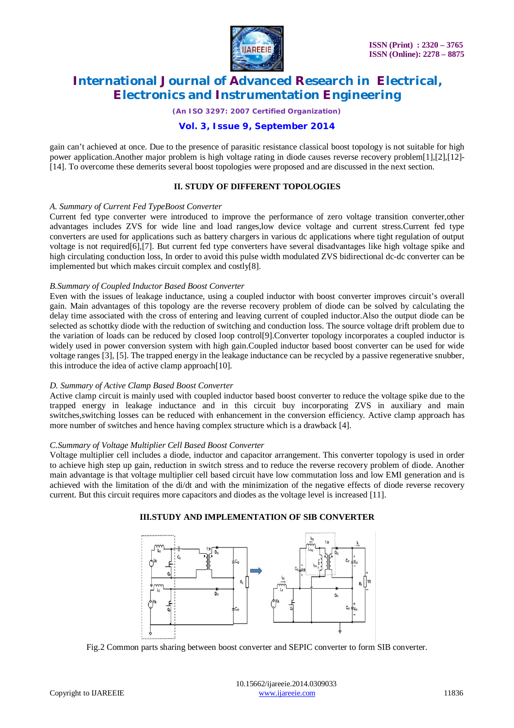gain can't achieved at once. Due to the presence of parasitic resistance classical boost topology is not suitable for high power application.Another major problem is high voltage rating in diode causes reverse recovery problem[1],[2],[12]-[14]. To overcome these demerits several boost topologies were proposed and are discussed in the next section.

## II. STUDY OF DIFFERENT TOPOLOGIES

### *A. Summary of Current Fed TypeBoost Converter*

Current fed type converter were introduced to improve the performance of zero voltage transition converter,other advantages includes ZVS for wide line and load ranges,low device voltage and current stress.Current fed type converters are used for applications such as battery chargers in various dc applications where tight regulation of output voltage is not required[6],[7]. But current fed type converters have several disadvantages like high voltage spike and high circulating conduction loss, In order to avoid this pulse width modulated ZVS bidirectional dc-dc converter can be implemented but which makes circuit complex and costly[8].

### *B.Summary of Coupled Inductor Based Boost Converter*

Even with the issues of leakage inductance, using a coupled inductor with boost converter improves circuit's overall gain. Main advantages of this topology are the reverse recovery problem of diode can be solved by calculating the delay time associated with the cross of entering and leaving current of coupled inductor.Also the output diode can be selected as schottky diode with the reduction of switching and conduction loss. The source voltage drift problem due to the variation of loads can be reduced by closed loop control[9].Converter topology incorporates a coupled inductor is widely used in power conversion system with high gain.Coupled inductor based boost converter can be used for wide voltage ranges [3], [5]. The trapped energy in the leakage inductance can be recycled by a passive regenerative snubber, this introduce the idea of active clamp approach[10].

### *D. Summary of Active Clamp Based Boost Converter*

Active clamp circuit is mainly used with coupled inductor based boost converter to reduce the voltage spike due to the trapped energy in leakage inductance and in this circuit buy incorporating ZVS in auxiliary and main switches,switching losses can be reduced with enhancement in the conversion efficiency. Active clamp approach has more number of switches and hence having complex structure which is a drawback [4].

### *C.Summary of Voltage Multiplier Cell Based Boost Converter*

Voltage multiplier cell includes a diode, inductor and capacitor arrangement. This converter topology is used in order to achieve high step up gain, reduction in switch stress and to reduce the reverse recovery problem of diode. Another main advantage is that voltage multiplier cell based circuit have low commutation loss and low EMI generation and is achieved with the limitation of the di/dt and with the minimization of the negative effects of diode reverse recovery current. But this circuit requires more capacitors and diodes as the voltage level is increased [11].

## III.STUDY AND IMPLEMENTATION OF SIB CONVERTER

Fig.2 Common parts sharing between boost converter and SEPIC converter to form SIB converter.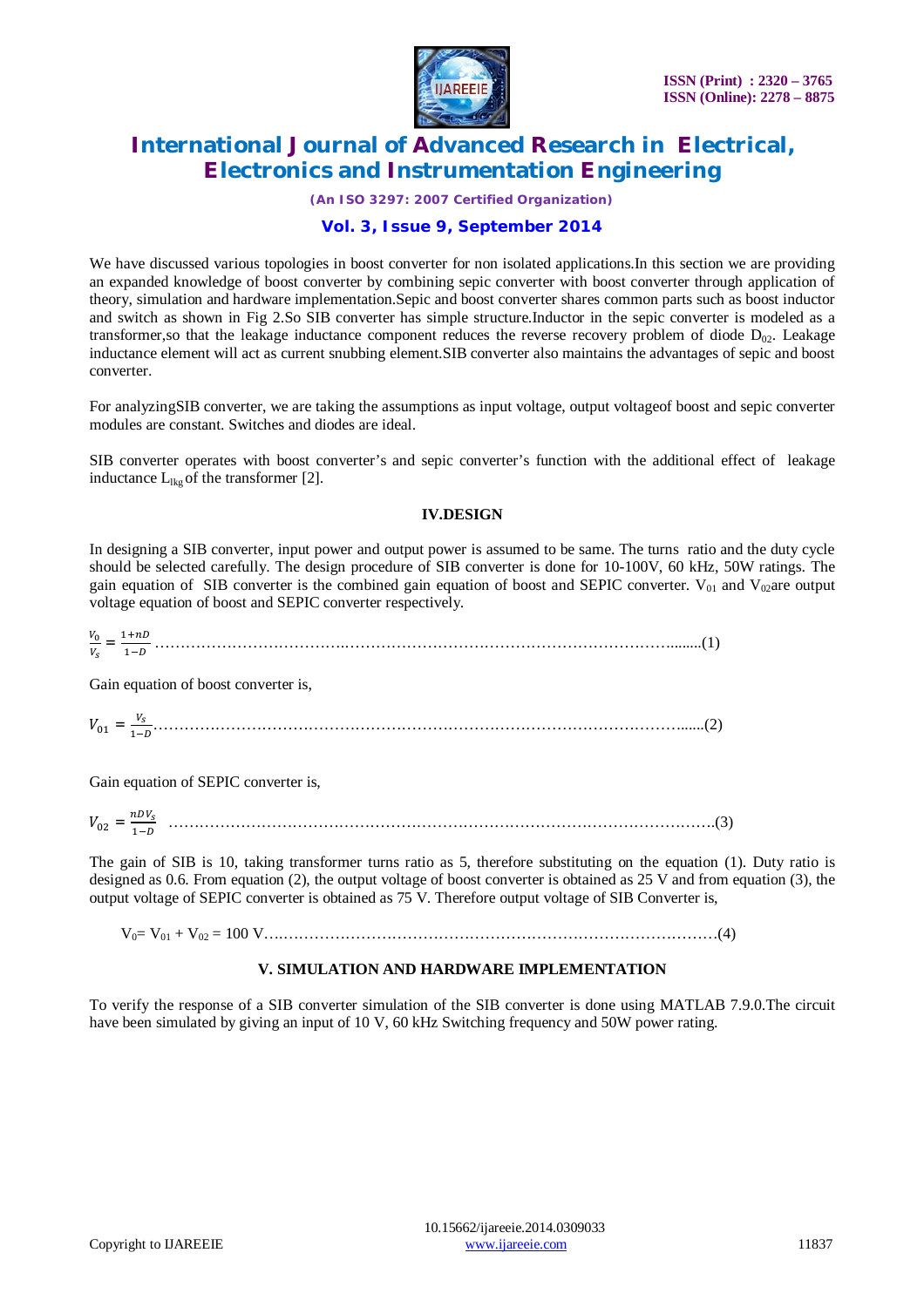We have discussed various topologies in boost converter for non isolated applications.In this section we are providing an expanded knowledge of boost converter by combining sepic converter with boost converter through application of theory, simulation and hardware implementation.Sepic and boost converter shares common parts such as boost inductor and switch as shown in Fig 2.So SIB converter has simple structure.Inductor in the sepic converter is modeled as a transformer,so that the leakage inductance component reduces the reverse recovery problem of diode $D_{02}$. Leakage inductance element will act as current snubbing element.SIB converter also maintains the advantages of sepic and boost converter.

For analyzingSIB converter, we are taking the assumptions as input voltage, output voltageof boost and sepic converter modules are constant. Switches and diodes are ideal.

SIB converter operates with boost converter's and sepic converter's function with the additional effect of leakage inductance $L_{lkg}$ of the transformer [2].

## IV.DESIGN

In designing a SIB converter, input power and output power is assumed to be same. The turns ratio and the duty cycle should be selected carefully. The design procedure of SIB converter is done for 10-100V, 60 kHz, 50W ratings. The gain equation of SIB converter is the combined gain equation of boost and SEPIC converter. $V_{01}$ and $V_{02}$are output voltage equation of boost and SEPIC converter respectively.

$$\frac{V_0}{V_s} = \frac{1+nD}{1-D} \quad \text{........(1)}$$

Gain equation of boost converter is,

$$V_{01} = \frac{V_s}{1-D} \quad \text{......(2)}$$

Gain equation of SEPIC converter is,

$$V_{02} = \frac{nDV_s}{1-D} \quad \text{.......(3)}$$

The gain of SIB is 10, taking transformer turns ratio as 5, therefore substituting on the equation (1). Duty ratio is designed as 0.6. From equation (2), the output voltage of boost converter is obtained as 25 V and from equation (3), the output voltage of SEPIC converter is obtained as 75 V. Therefore output voltage of SIB Converter is,

$$V_0 = V_{01} + V_{02} = 100 \text{ V} \quad \text{.......(4)}$$

## V. SIMULATION AND HARDWARE IMPLEMENTATION

To verify the response of a SIB converter simulation of the SIB converter is done using MATLAB 7.9.0.The circuit have been simulated by giving an input of 10 V, 60 kHz Switching frequency and 50W power rating.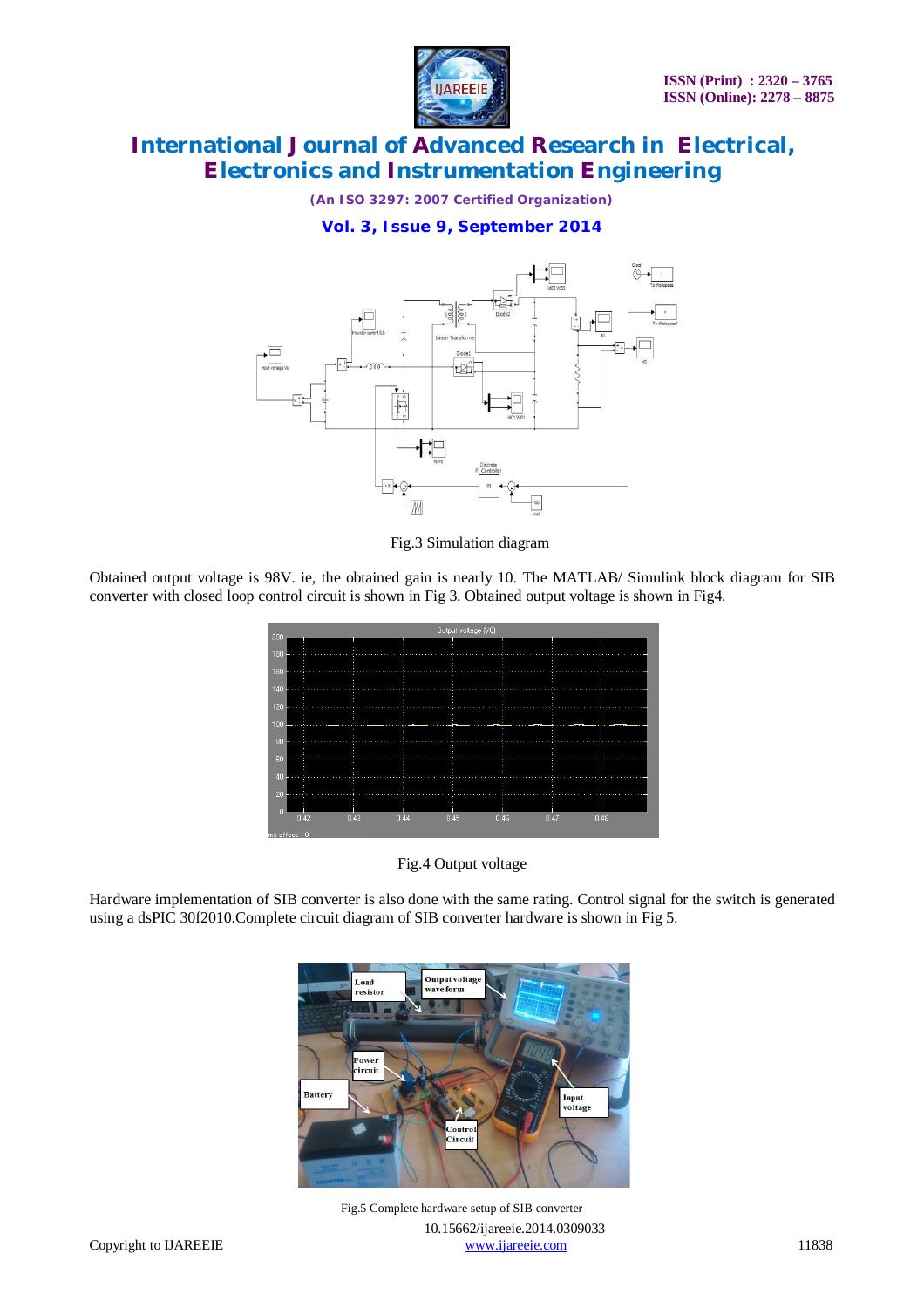Fig.3 Simulation diagram

Obtained output voltage is 98V. ie, the obtained gain is nearly 10. The MATLAB/ Simulink block diagram for SIB converter with closed loop control circuit is shown in Fig 3. Obtained output voltage is shown in Fig4.

Fig.4 Output voltage

Hardware implementation of SIB converter is also done with the same rating. Control signal for the switch is generated using a dsPIC 30f2010.Complete circuit diagram of SIB converter hardware is shown in Fig 5.

Fig.5 Complete hardware setup of SIB converter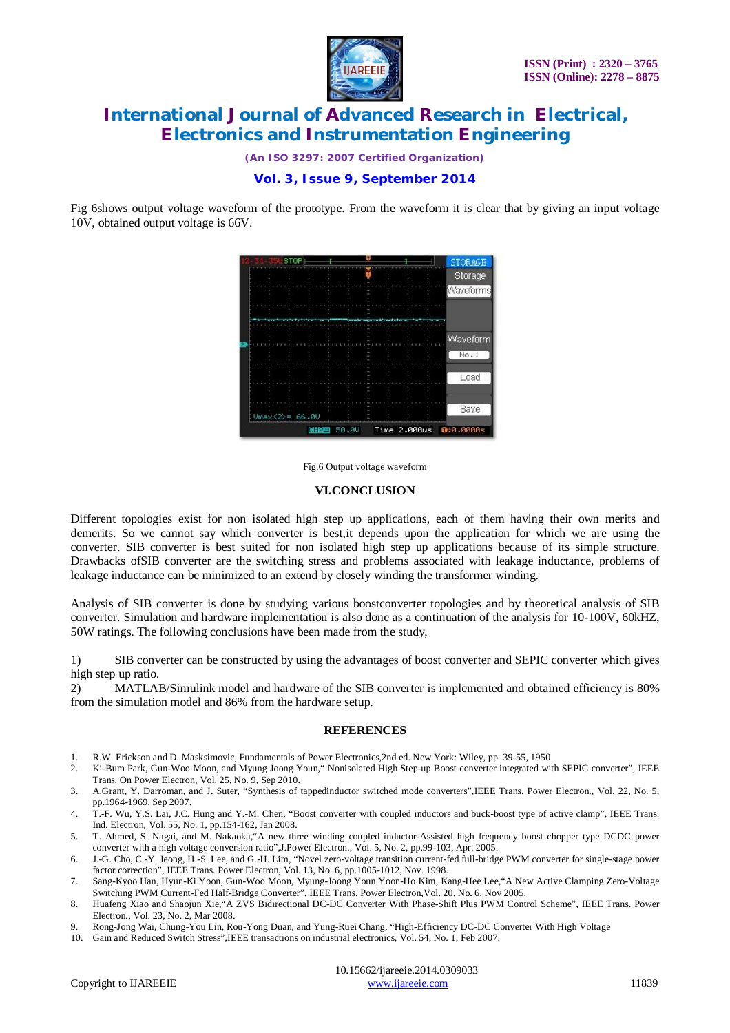Fig 6shows output voltage waveform of the prototype. From the waveform it is clear that by giving an input voltage 10V, obtained output voltage is 66V.

Fig.6 Output voltage waveform

## VI.CONCLUSION

Different topologies exist for non isolated high step up applications, each of them having their own merits and demerits. So we cannot say which converter is best,it depends upon the application for which we are using the converter. SIB converter is best suited for non isolated high step up applications because of its simple structure. Drawbacks ofSIB converter are the switching stress and problems associated with leakage inductance, problems of leakage inductance can be minimized to an extend by closely winding the transformer winding.

Analysis of SIB converter is done by studying various boostconverter topologies and by theoretical analysis of SIB converter. Simulation and hardware implementation is also done as a continuation of the analysis for 10-100V, 60kHZ, 50W ratings. The following conclusions have been made from the study,

1) SIB converter can be constructed by using the advantages of boost converter and SEPIC converter which gives high step up ratio.
2) MATLAB/Simulink model and hardware of the SIB converter is implemented and obtained efficiency is 80% from the simulation model and 86% from the hardware setup.

## REFERENCES

1. R.W. Erickson and D. Masksimovic, Fundamentals of Power Electronics,2nd ed. New York: Wiley, pp. 39-55, 1950
2. Ki-Bum Park, Gun-Woo Moon, and Myung Joong Youn," Nonisolated High Step-up Boost converter integrated with SEPIC converter", IEEE Trans. On Power Electron, Vol. 25, No. 9, Sep 2010.
3. A.Grant, Y. Darroman, and J. Suter, "Synthesis of tappedinductor switched mode converters",IEEE Trans. Power Electron., Vol. 22, No. 5, pp.1964-1969, Sep 2007.
4. T.-F. Wu, Y.S. Lai, J.C. Hung and Y.-M. Chen, "Boost converter with coupled inductors and buck-boost type of active clamp", IEEE Trans. Ind. Electron, Vol. 55, No. 1, pp.154-162, Jan 2008.
5. T. Ahmed, S. Nagai, and M. Nakaoka,"A new three winding coupled inductor-Assisted high frequency boost chopper type DCDC power converter with a high voltage conversion ratio",J.Power Electron., Vol. 5, No. 2, pp.99-103, Apr. 2005.
6. J.-G. Cho, C.-Y. Jeong, H.-S. Lee, and G.-H. Lim, "Novel zero-voltage transition current-fed full-bridge PWM converter for single-stage power factor correction", IEEE Trans. Power Electron, Vol. 13, No. 6, pp.1005-1012, Nov. 1998.
7. Sang-Kyoo Han, Hyun-Ki Yoon, Gun-Woo Moon, Myung-Joong Youn Yoon-Ho Kim, Kang-Hee Lee,"A New Active Clamping Zero-Voltage Switching PWM Current-Fed Half-Bridge Converter", IEEE Trans. Power Electron,Vol. 20, No. 6, Nov 2005.
8. Huafeng Xiao and Shaojun Xie,"A ZVS Bidirectional DC-DC Converter With Phase-Shift Plus PWM Control Scheme", IEEE Trans. Power Electron., Vol. 23, No. 2, Mar 2008.
9. Rong-Jong Wai, Chung-You Lin, Rou-Yong Duan, and Yung-Ruei Chang, "High-Efficiency DC-DC Converter With High Voltage
10. Gain and Reduced Switch Stress",IEEE transactions on industrial electronics, Vol. 54, No. 1, Feb 2007.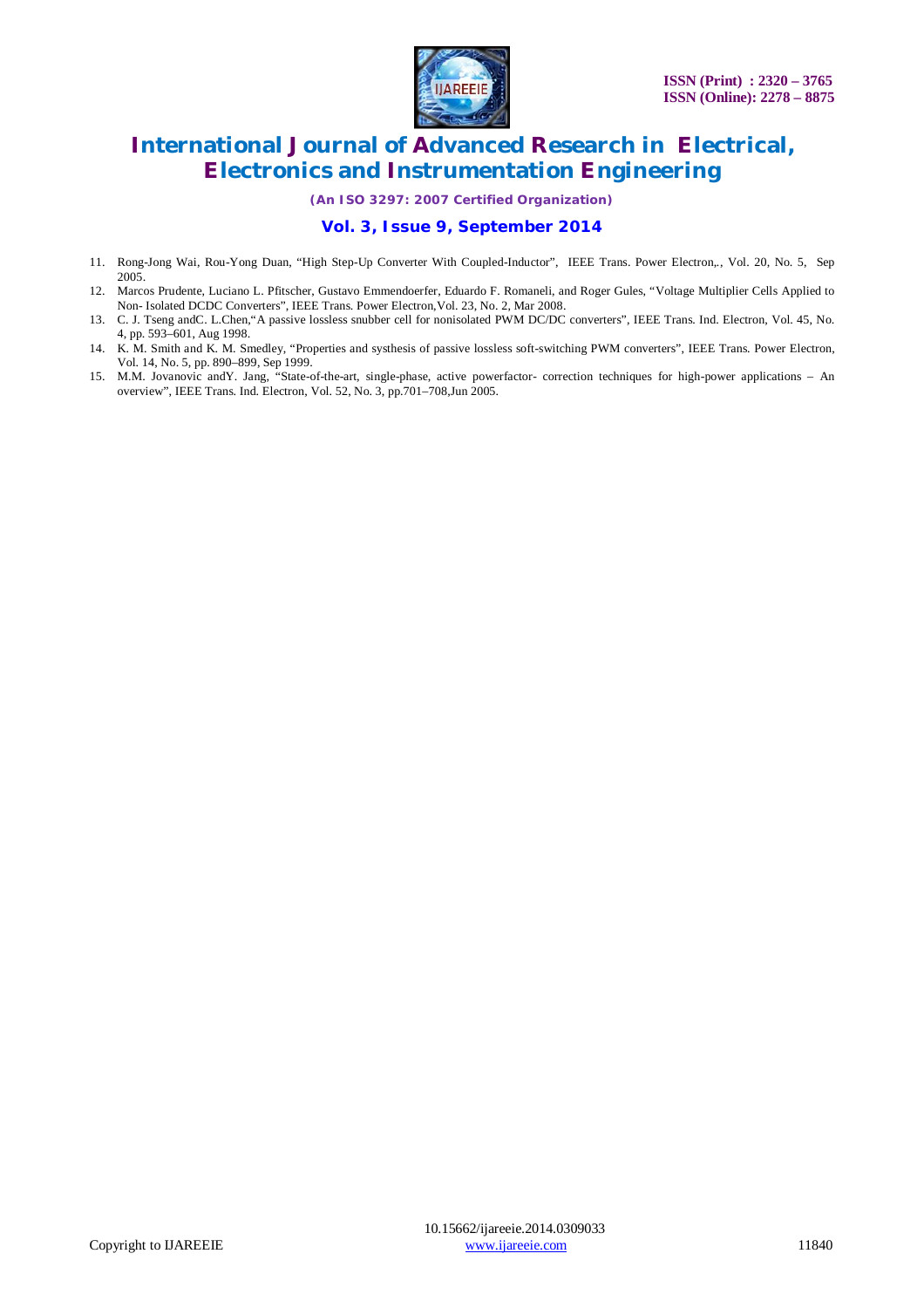11. Rong-Jong Wai, Rou-Yong Duan, "High Step-Up Converter With Coupled-Inductor", IEEE Trans. Power Electron,., Vol. 20, No. 5, Sep 2005.
12. Marcos Prudente, Luciano L. Pfitscher, Gustavo Emmendoerfer, Eduardo F. Romaneli, and Roger Gules, "Voltage Multiplier Cells Applied to Non- Isolated DCDC Converters", IEEE Trans. Power Electron,Vol. 23, No. 2, Mar 2008.
13. C. J. Tseng andC. L.Chen,"A passive lossless snubber cell for nonisolated PWM DC/DC converters", IEEE Trans. Ind. Electron, Vol. 45, No. 4, pp. 593–601, Aug 1998.
14. K. M. Smith and K. M. Smedley, "Properties and systhesis of passive lossless soft-switching PWM converters", IEEE Trans. Power Electron, Vol. 14, No. 5, pp. 890–899, Sep 1999.
15. M.M. Jovanovic andY. Jang, "State-of-the-art, single-phase, active powerfactor- correction techniques for high-power applications – An overview", IEEE Trans. Ind. Electron, Vol. 52, No. 3, pp.701–708,Jun 2005.